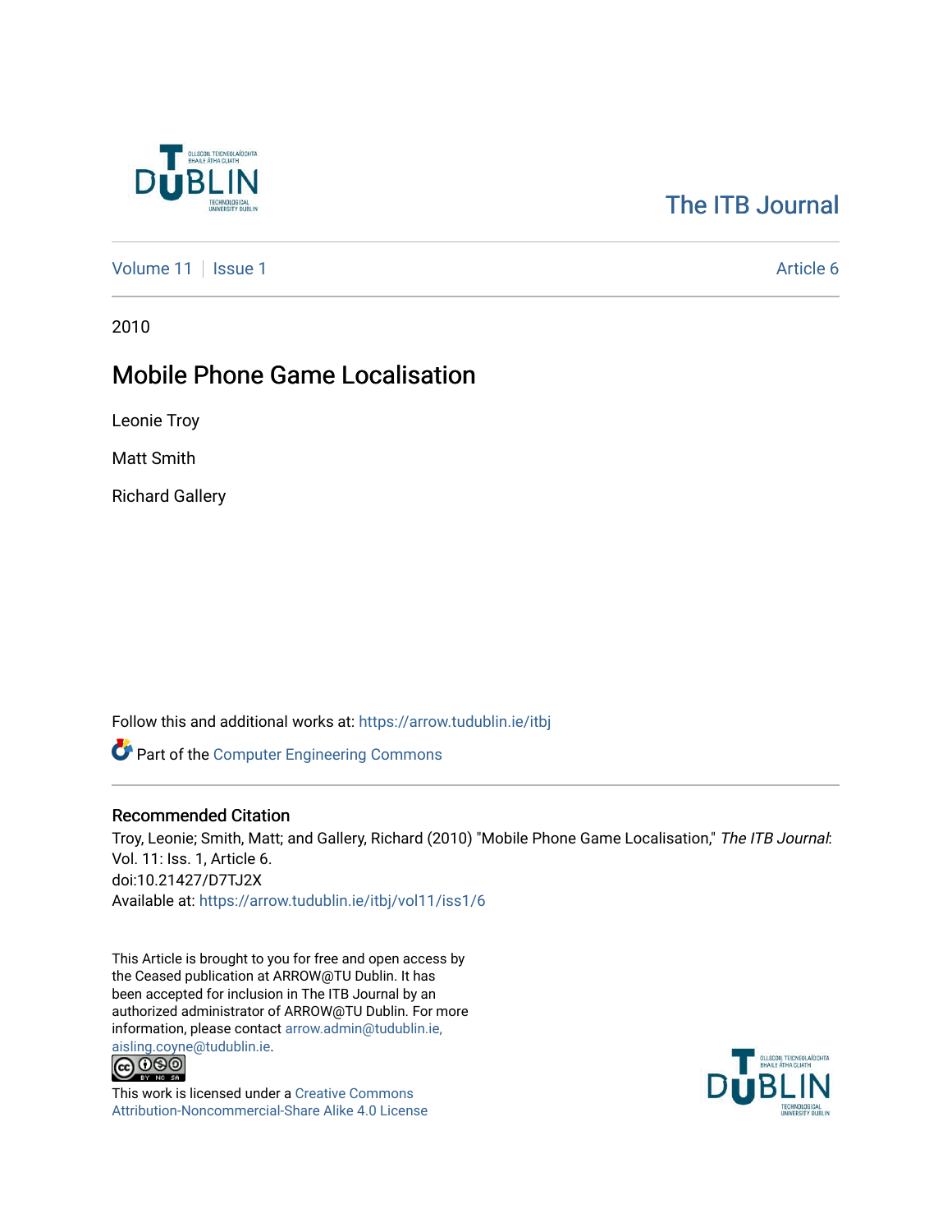The ITB Journal

Volume 11 | Issue 1 | Article 6

2010

# Mobile Phone Game Localisation

Leonie Troy

Matt Smith

Richard Gallery

Follow this and additional works at: https://arrow.tudublin.ie/itbj

Part of the Computer Engineering Commons

## Recommended Citation

Troy, Leonie; Smith, Matt; and Gallery, Richard (2010) "Mobile Phone Game Localisation," *The ITB Journal*: Vol. 11: Iss. 1, Article 6.
doi:10.21427/D7TJ2X
Available at: https://arrow.tudublin.ie/itbj/vol11/iss1/6

This Article is brought to you for free and open access by the Ceased publication at ARROW@TU Dublin. It has been accepted for inclusion in The ITB Journal by an authorized administrator of ARROW@TU Dublin. For more information, please contact arrow.admin@tudublin.ie, aisling.coyne@tudublin.ie.

This work is licensed under a Creative Commons Attribution-Noncommercial-Share Alike 4.0 License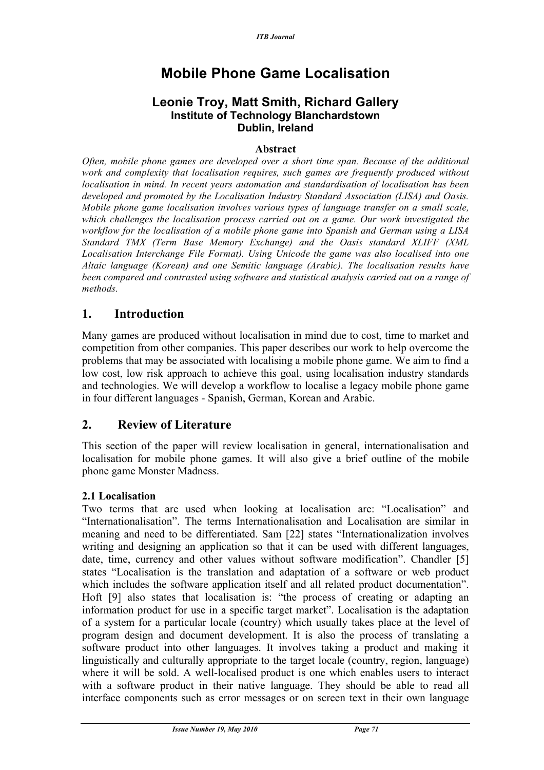# Mobile Phone Game Localisation

## Leonie Troy, Matt Smith, Richard Gallery

**Institute of Technology Blanchardstown**
**Dublin, Ireland**

### Abstract

*Often, mobile phone games are developed over a short time span. Because of the additional work and complexity that localisation requires, such games are frequently produced without localisation in mind. In recent years automation and standardisation of localisation has been developed and promoted by the Localisation Industry Standard Association (LISA) and Oasis. Mobile phone game localisation involves various types of language transfer on a small scale, which challenges the localisation process carried out on a game. Our work investigated the workflow for the localisation of a mobile phone game into Spanish and German using a LISA Standard TMX (Term Base Memory Exchange) and the Oasis standard XLIFF (XML Localisation Interchange File Format). Using Unicode the game was also localised into one Altaic language (Korean) and one Semitic language (Arabic). The localisation results have been compared and contrasted using software and statistical analysis carried out on a range of methods.*

## 1. Introduction

Many games are produced without localisation in mind due to cost, time to market and competition from other companies. This paper describes our work to help overcome the problems that may be associated with localising a mobile phone game. We aim to find a low cost, low risk approach to achieve this goal, using localisation industry standards and technologies. We will develop a workflow to localise a legacy mobile phone game in four different languages - Spanish, German, Korean and Arabic.

## 2. Review of Literature

This section of the paper will review localisation in general, internationalisation and localisation for mobile phone games. It will also give a brief outline of the mobile phone game Monster Madness.

### 2.1 Localisation

Two terms that are used when looking at localisation are: "Localisation" and "Internationalisation". The terms Internationalisation and Localisation are similar in meaning and need to be differentiated. Sam [22] states "Internationalization involves writing and designing an application so that it can be used with different languages, date, time, currency and other values without software modification". Chandler [5] states "Localisation is the translation and adaptation of a software or web product which includes the software application itself and all related product documentation". Hoft [9] also states that localisation is: "the process of creating or adapting an information product for use in a specific target market". Localisation is the adaptation of a system for a particular locale (country) which usually takes place at the level of program design and document development. It is also the process of translating a software product into other languages. It involves taking a product and making it linguistically and culturally appropriate to the target locale (country, region, language) where it will be sold. A well-localised product is one which enables users to interact with a software product in their native language. They should be able to read all interface components such as error messages or on screen text in their own language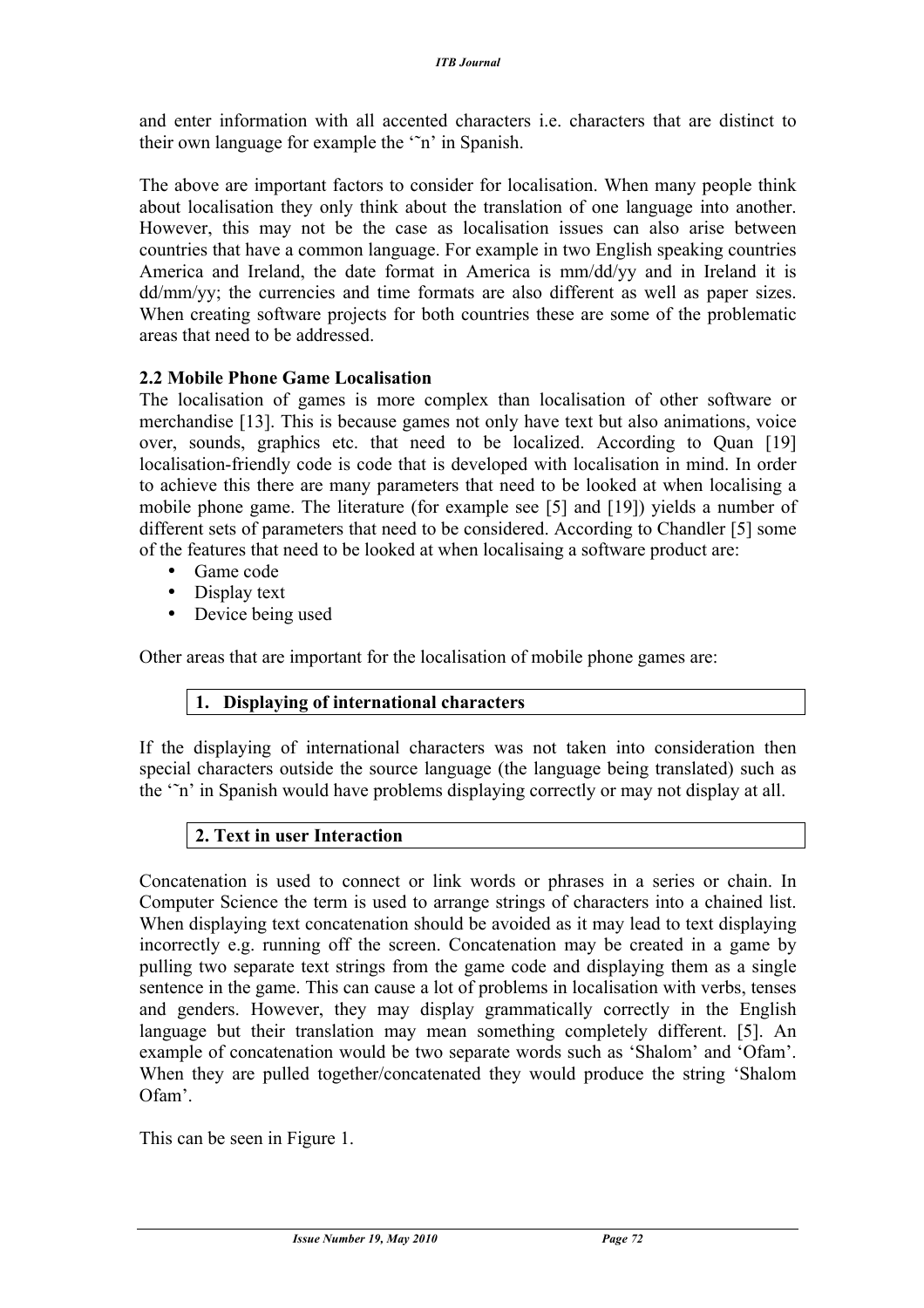and enter information with all accented characters i.e. characters that are distinct to their own language for example the '˜n' in Spanish.

The above are important factors to consider for localisation. When many people think about localisation they only think about the translation of one language into another. However, this may not be the case as localisation issues can also arise between countries that have a common language. For example in two English speaking countries America and Ireland, the date format in America is mm/dd/yy and in Ireland it is dd/mm/yy; the currencies and time formats are also different as well as paper sizes. When creating software projects for both countries these are some of the problematic areas that need to be addressed.

### 2.2 Mobile Phone Game Localisation

The localisation of games is more complex than localisation of other software or merchandise [13]. This is because games not only have text but also animations, voice over, sounds, graphics etc. that need to be localized. According to Quan [19] localisation-friendly code is code that is developed with localisation in mind. In order to achieve this there are many parameters that need to be looked at when localising a mobile phone game. The literature (for example see [5] and [19]) yields a number of different sets of parameters that need to be considered. According to Chandler [5] some of the features that need to be looked at when localisaing a software product are:

- Game code
- Display text
- Device being used

Other areas that are important for the localisation of mobile phone games are:

**1. Displaying of international characters**

If the displaying of international characters was not taken into consideration then special characters outside the source language (the language being translated) such as the '˜n' in Spanish would have problems displaying correctly or may not display at all.

**2. Text in user Interaction**

Concatenation is used to connect or link words or phrases in a series or chain. In Computer Science the term is used to arrange strings of characters into a chained list. When displaying text concatenation should be avoided as it may lead to text displaying incorrectly e.g. running off the screen. Concatenation may be created in a game by pulling two separate text strings from the game code and displaying them as a single sentence in the game. This can cause a lot of problems in localisation with verbs, tenses and genders. However, they may display grammatically correctly in the English language but their translation may mean something completely different. [5]. An example of concatenation would be two separate words such as 'Shalom' and 'Ofam'. When they are pulled together/concatenated they would produce the string 'Shalom Ofam'.

This can be seen in Figure 1.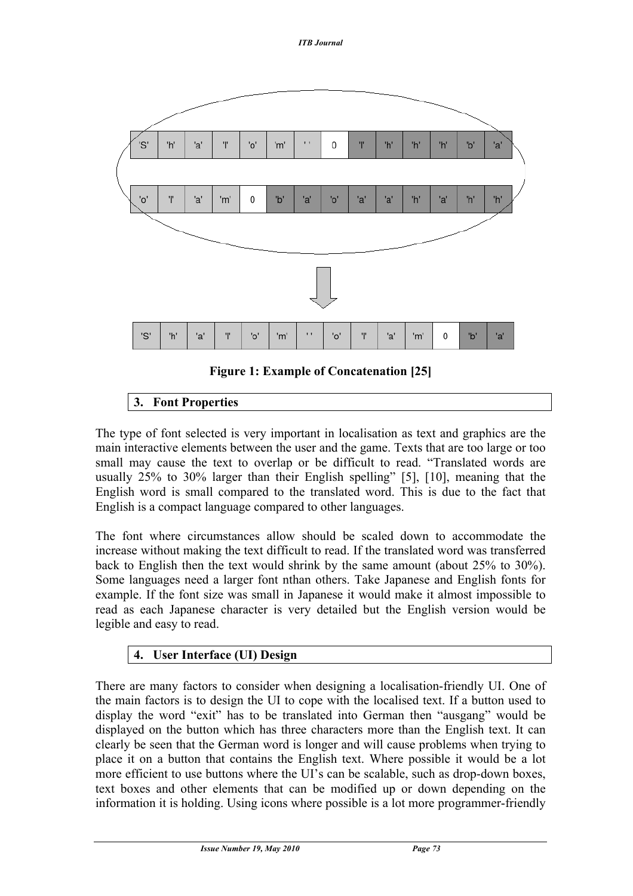Figure 1: Example of Concatenation [25]

## 3. Font Properties

The type of font selected is very important in localisation as text and graphics are the main interactive elements between the user and the game. Texts that are too large or too small may cause the text to overlap or be difficult to read. "Translated words are usually 25% to 30% larger than their English spelling" [5], [10], meaning that the English word is small compared to the translated word. This is due to the fact that English is a compact language compared to other languages.

The font where circumstances allow should be scaled down to accommodate the increase without making the text difficult to read. If the translated word was transferred back to English then the text would shrink by the same amount (about 25% to 30%). Some languages need a larger font nthan others. Take Japanese and English fonts for example. If the font size was small in Japanese it would make it almost impossible to read as each Japanese character is very detailed but the English version would be legible and easy to read.

## 4. User Interface (UI) Design

There are many factors to consider when designing a localisation-friendly UI. One of the main factors is to design the UI to cope with the localised text. If a button used to display the word "exit" has to be translated into German then "ausgang" would be displayed on the button which has three characters more than the English text. It can clearly be seen that the German word is longer and will cause problems when trying to place it on a button that contains the English text. Where possible it would be a lot more efficient to use buttons where the UI's can be scalable, such as drop-down boxes, text boxes and other elements that can be modified up or down depending on the information it is holding. Using icons where possible is a lot more programmer-friendly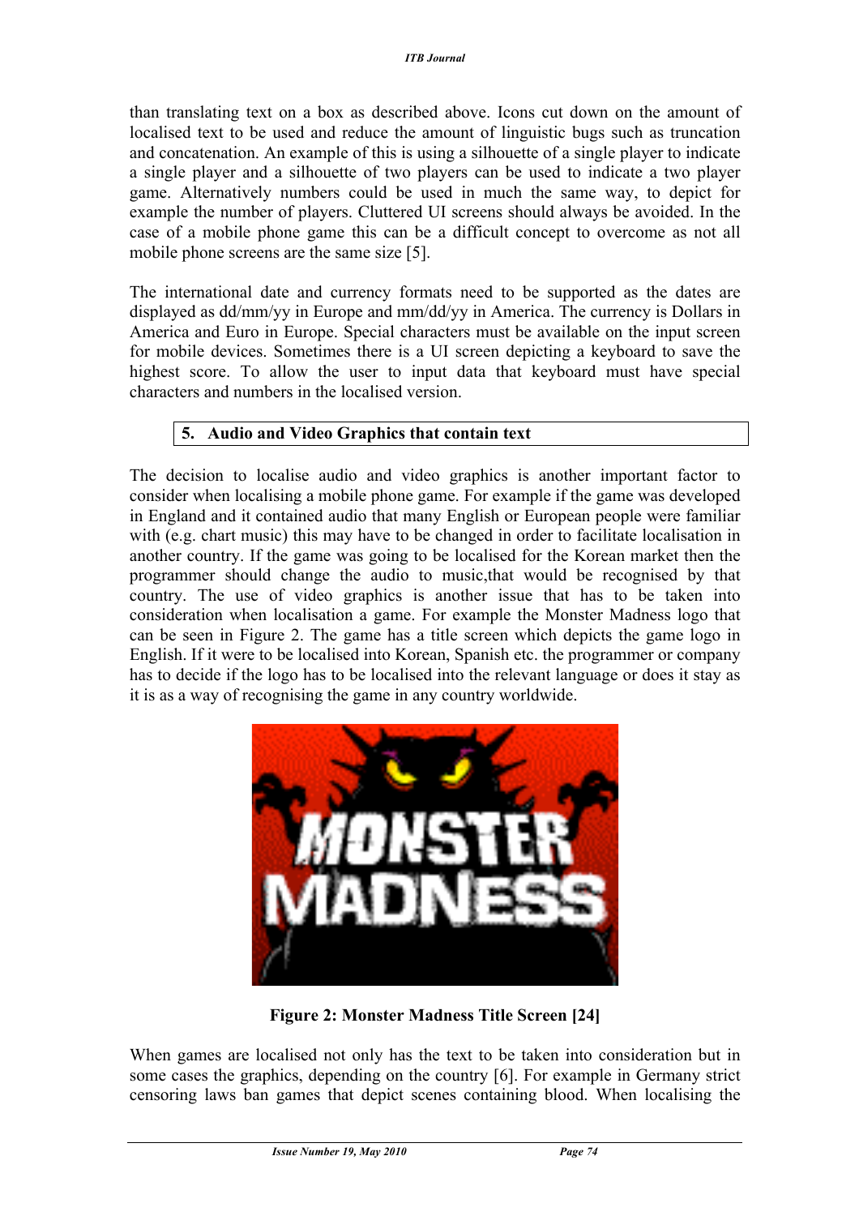than translating text on a box as described above. Icons cut down on the amount of localised text to be used and reduce the amount of linguistic bugs such as truncation and concatenation. An example of this is using a silhouette of a single player to indicate a single player and a silhouette of two players can be used to indicate a two player game. Alternatively numbers could be used in much the same way, to depict for example the number of players. Cluttered UI screens should always be avoided. In the case of a mobile phone game this can be a difficult concept to overcome as not all mobile phone screens are the same size [5].

The international date and currency formats need to be supported as the dates are displayed as dd/mm/yy in Europe and mm/dd/yy in America. The currency is Dollars in America and Euro in Europe. Special characters must be available on the input screen for mobile devices. Sometimes there is a UI screen depicting a keyboard to save the highest score. To allow the user to input data that keyboard must have special characters and numbers in the localised version.

## 5. Audio and Video Graphics that contain text

The decision to localise audio and video graphics is another important factor to consider when localising a mobile phone game. For example if the game was developed in England and it contained audio that many English or European people were familiar with (e.g. chart music) this may have to be changed in order to facilitate localisation in another country. If the game was going to be localised for the Korean market then the programmer should change the audio to music,that would be recognised by that country. The use of video graphics is another issue that has to be taken into consideration when localisation a game. For example the Monster Madness logo that can be seen in Figure 2. The game has a title screen which depicts the game logo in English. If it were to be localised into Korean, Spanish etc. the programmer or company has to decide if the logo has to be localised into the relevant language or does it stay as it is as a way of recognising the game in any country worldwide.

**Figure 2: Monster Madness Title Screen [24]**

When games are localised not only has the text to be taken into consideration but in some cases the graphics, depending on the country [6]. For example in Germany strict censoring laws ban games that depict scenes containing blood. When localising the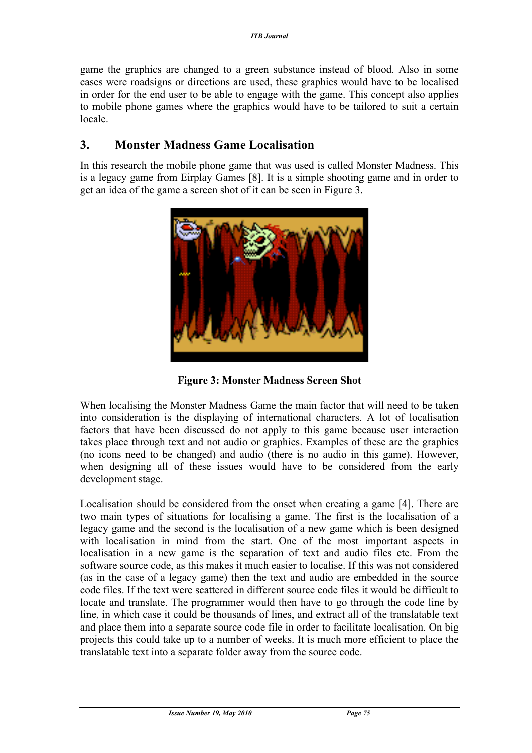game the graphics are changed to a green substance instead of blood. Also in some cases were roadsigns or directions are used, these graphics would have to be localised in order for the end user to be able to engage with the game. This concept also applies to mobile phone games where the graphics would have to be tailored to suit a certain locale.

## 3. Monster Madness Game Localisation

In this research the mobile phone game that was used is called Monster Madness. This is a legacy game from Eirplay Games [8]. It is a simple shooting game and in order to get an idea of the game a screen shot of it can be seen in Figure 3.

**Figure 3: Monster Madness Screen Shot**

When localising the Monster Madness Game the main factor that will need to be taken into consideration is the displaying of international characters. A lot of localisation factors that have been discussed do not apply to this game because user interaction takes place through text and not audio or graphics. Examples of these are the graphics (no icons need to be changed) and audio (there is no audio in this game). However, when designing all of these issues would have to be considered from the early development stage.

Localisation should be considered from the onset when creating a game [4]. There are two main types of situations for localising a game. The first is the localisation of a legacy game and the second is the localisation of a new game which is been designed with localisation in mind from the start. One of the most important aspects in localisation in a new game is the separation of text and audio files etc. From the software source code, as this makes it much easier to localise. If this was not considered (as in the case of a legacy game) then the text and audio are embedded in the source code files. If the text were scattered in different source code files it would be difficult to locate and translate. The programmer would then have to go through the code line by line, in which case it could be thousands of lines, and extract all of the translatable text and place them into a separate source code file in order to facilitate localisation. On big projects this could take up to a number of weeks. It is much more efficient to place the translatable text into a separate folder away from the source code.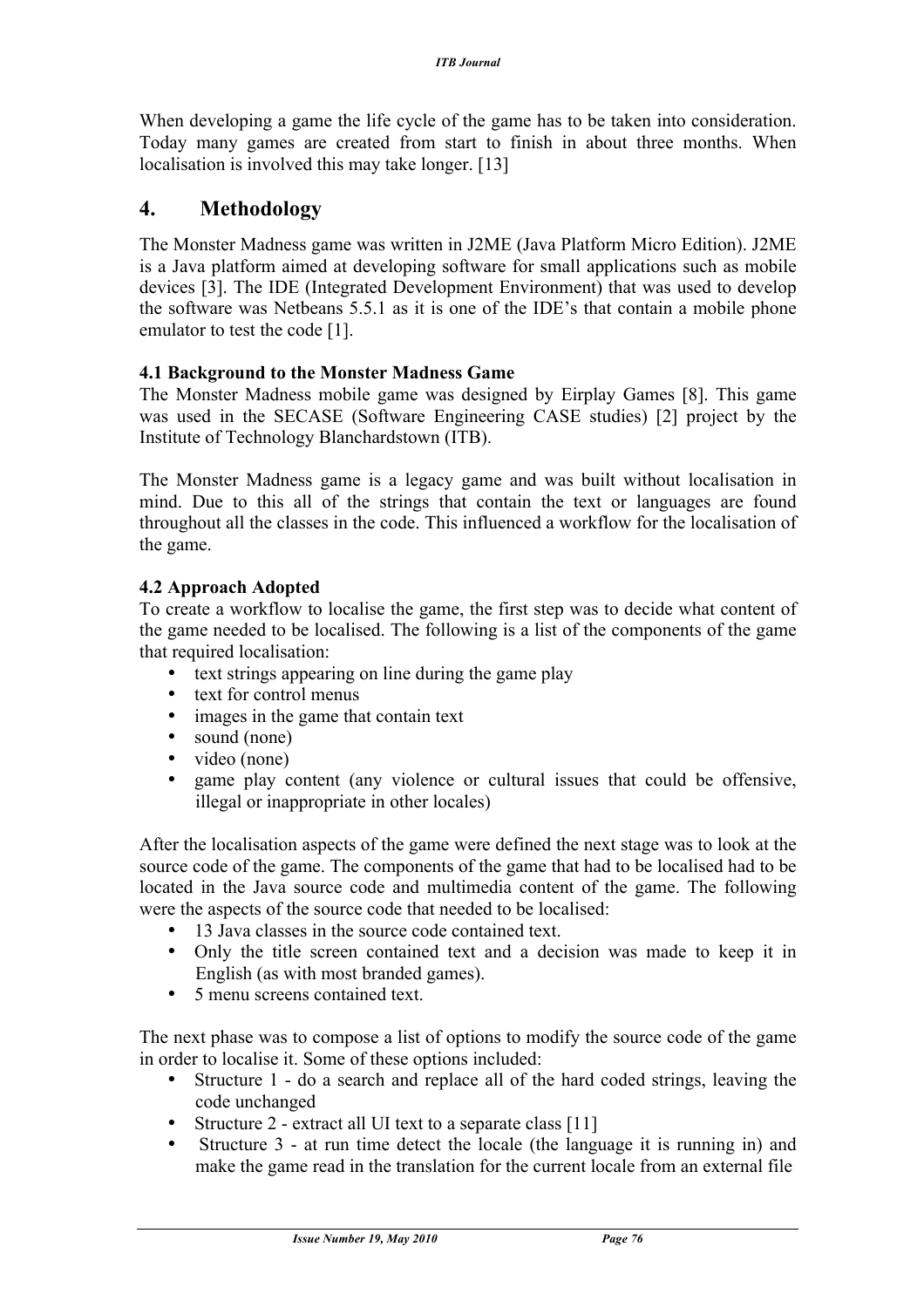When developing a game the life cycle of the game has to be taken into consideration. Today many games are created from start to finish in about three months. When localisation is involved this may take longer. [13]

## 4. Methodology

The Monster Madness game was written in J2ME (Java Platform Micro Edition). J2ME is a Java platform aimed at developing software for small applications such as mobile devices [3]. The IDE (Integrated Development Environment) that was used to develop the software was Netbeans 5.5.1 as it is one of the IDE's that contain a mobile phone emulator to test the code [1].

### 4.1 Background to the Monster Madness Game

The Monster Madness mobile game was designed by Eirplay Games [8]. This game was used in the SECASE (Software Engineering CASE studies) [2] project by the Institute of Technology Blanchardstown (ITB).

The Monster Madness game is a legacy game and was built without localisation in mind. Due to this all of the strings that contain the text or languages are found throughout all the classes in the code. This influenced a workflow for the localisation of the game.

### 4.2 Approach Adopted

To create a workflow to localise the game, the first step was to decide what content of the game needed to be localised. The following is a list of the components of the game that required localisation:

- text strings appearing on line during the game play
- text for control menus
- images in the game that contain text
- sound (none)
- video (none)
- game play content (any violence or cultural issues that could be offensive, illegal or inappropriate in other locales)

After the localisation aspects of the game were defined the next stage was to look at the source code of the game. The components of the game that had to be localised had to be located in the Java source code and multimedia content of the game. The following were the aspects of the source code that needed to be localised:

- 13 Java classes in the source code contained text.
- Only the title screen contained text and a decision was made to keep it in English (as with most branded games).
- 5 menu screens contained text.

The next phase was to compose a list of options to modify the source code of the game in order to localise it. Some of these options included:

- Structure 1 - do a search and replace all of the hard coded strings, leaving the code unchanged
- Structure 2 - extract all UI text to a separate class [11]
- Structure 3 - at run time detect the locale (the language it is running in) and make the game read in the translation for the current locale from an external file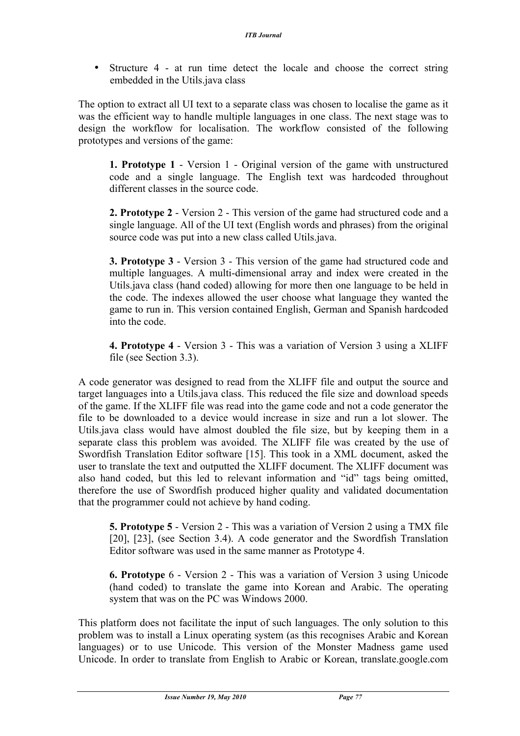- Structure 4 - at run time detect the locale and choose the correct string embedded in the Utils.java class

The option to extract all UI text to a separate class was chosen to localise the game as it was the efficient way to handle multiple languages in one class. The next stage was to design the workflow for localisation. The workflow consisted of the following prototypes and versions of the game:

> **1. Prototype 1** - Version 1 - Original version of the game with unstructured code and a single language. The English text was hardcoded throughout different classes in the source code.
>
> **2. Prototype 2** - Version 2 - This version of the game had structured code and a single language. All of the UI text (English words and phrases) from the original source code was put into a new class called Utils.java.
>
> **3. Prototype 3** - Version 3 - This version of the game had structured code and multiple languages. A multi-dimensional array and index were created in the Utils.java class (hand coded) allowing for more then one language to be held in the code. The indexes allowed the user choose what language they wanted the game to run in. This version contained English, German and Spanish hardcoded into the code.
>
> **4. Prototype 4** - Version 3 - This was a variation of Version 3 using a XLIFF file (see Section 3.3).

A code generator was designed to read from the XLIFF file and output the source and target languages into a Utils.java class. This reduced the file size and download speeds of the game. If the XLIFF file was read into the game code and not a code generator the file to be downloaded to a device would increase in size and run a lot slower. The Utils.java class would have almost doubled the file size, but by keeping them in a separate class this problem was avoided. The XLIFF file was created by the use of Swordfish Translation Editor software [15]. This took in a XML document, asked the user to translate the text and outputted the XLIFF document. The XLIFF document was also hand coded, but this led to relevant information and “id” tags being omitted, therefore the use of Swordfish produced higher quality and validated documentation that the programmer could not achieve by hand coding.

> **5. Prototype 5** - Version 2 - This was a variation of Version 2 using a TMX file [20], [23], (see Section 3.4). A code generator and the Swordfish Translation Editor software was used in the same manner as Prototype 4.
>
> **6. Prototype** 6 - Version 2 - This was a variation of Version 3 using Unicode (hand coded) to translate the game into Korean and Arabic. The operating system that was on the PC was Windows 2000.

This platform does not facilitate the input of such languages. The only solution to this problem was to install a Linux operating system (as this recognises Arabic and Korean languages) or to use Unicode. This version of the Monster Madness game used Unicode. In order to translate from English to Arabic or Korean, translate.google.com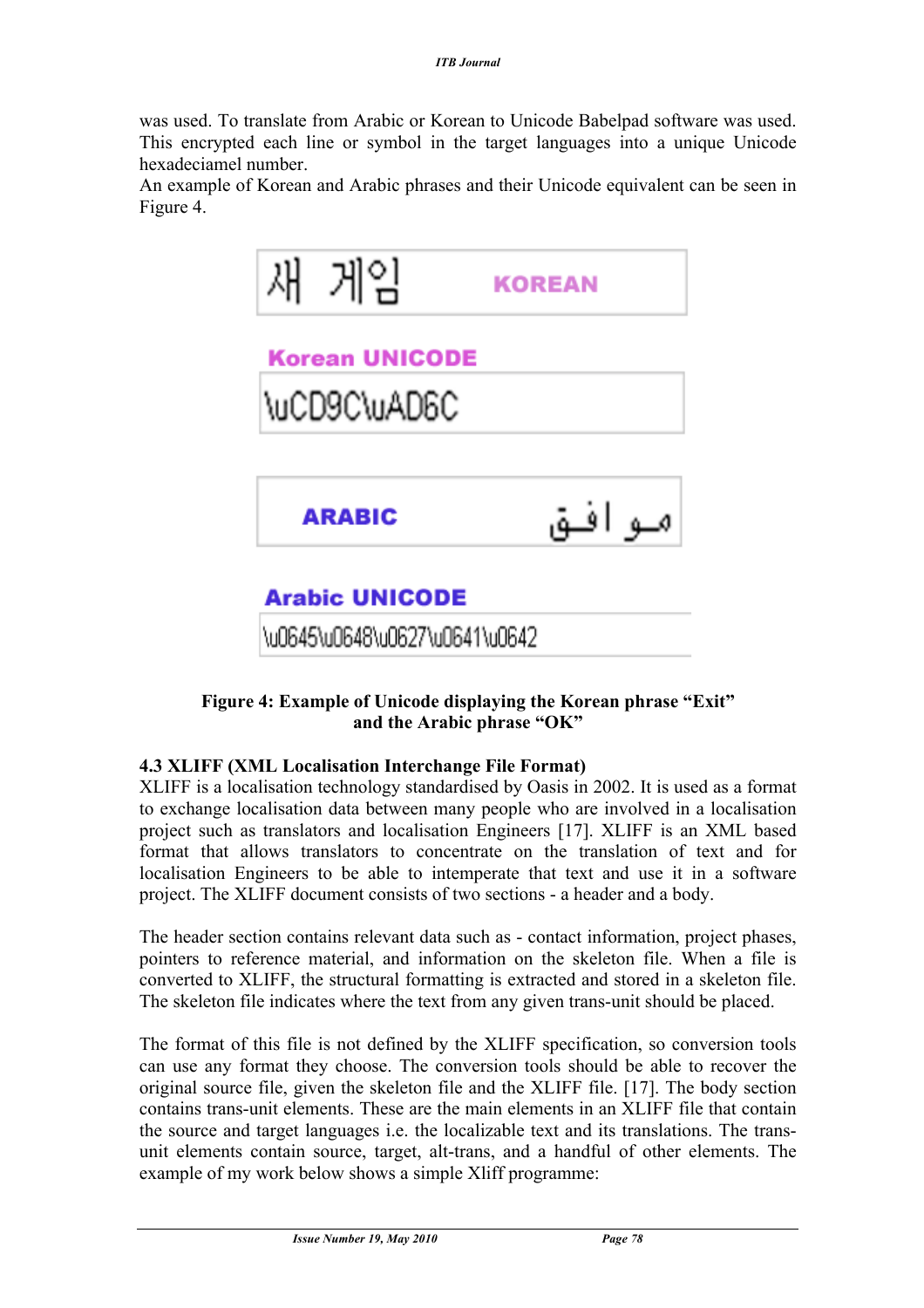was used. To translate from Arabic or Korean to Unicode Babelpad software was used. This encrypted each line or symbol in the target languages into a unique Unicode hexadeciamel number.
An example of Korean and Arabic phrases and their Unicode equivalent can be seen in Figure 4.

새 게임 KOREAN

Korean UNICODE

\uCD9C\uAD6C

ARABIC موافق

Arabic UNICODE

\u0645\u0648\u0627\u0641\u0642

**Figure 4: Example of Unicode displaying the Korean phrase "Exit" and the Arabic phrase "OK"**

### 4.3 XLIFF (XML Localisation Interchange File Format)

XLIFF is a localisation technology standardised by Oasis in 2002. It is used as a format to exchange localisation data between many people who are involved in a localisation project such as translators and localisation Engineers [17]. XLIFF is an XML based format that allows translators to concentrate on the translation of text and for localisation Engineers to be able to intemperate that text and use it in a software project. The XLIFF document consists of two sections - a header and a body.

The header section contains relevant data such as - contact information, project phases, pointers to reference material, and information on the skeleton file. When a file is converted to XLIFF, the structural formatting is extracted and stored in a skeleton file. The skeleton file indicates where the text from any given trans-unit should be placed.

The format of this file is not defined by the XLIFF specification, so conversion tools can use any format they choose. The conversion tools should be able to recover the original source file, given the skeleton file and the XLIFF file. [17]. The body section contains trans-unit elements. These are the main elements in an XLIFF file that contain the source and target languages i.e. the localizable text and its translations. The trans-unit elements contain source, target, alt-trans, and a handful of other elements. The example of my work below shows a simple Xliff programme: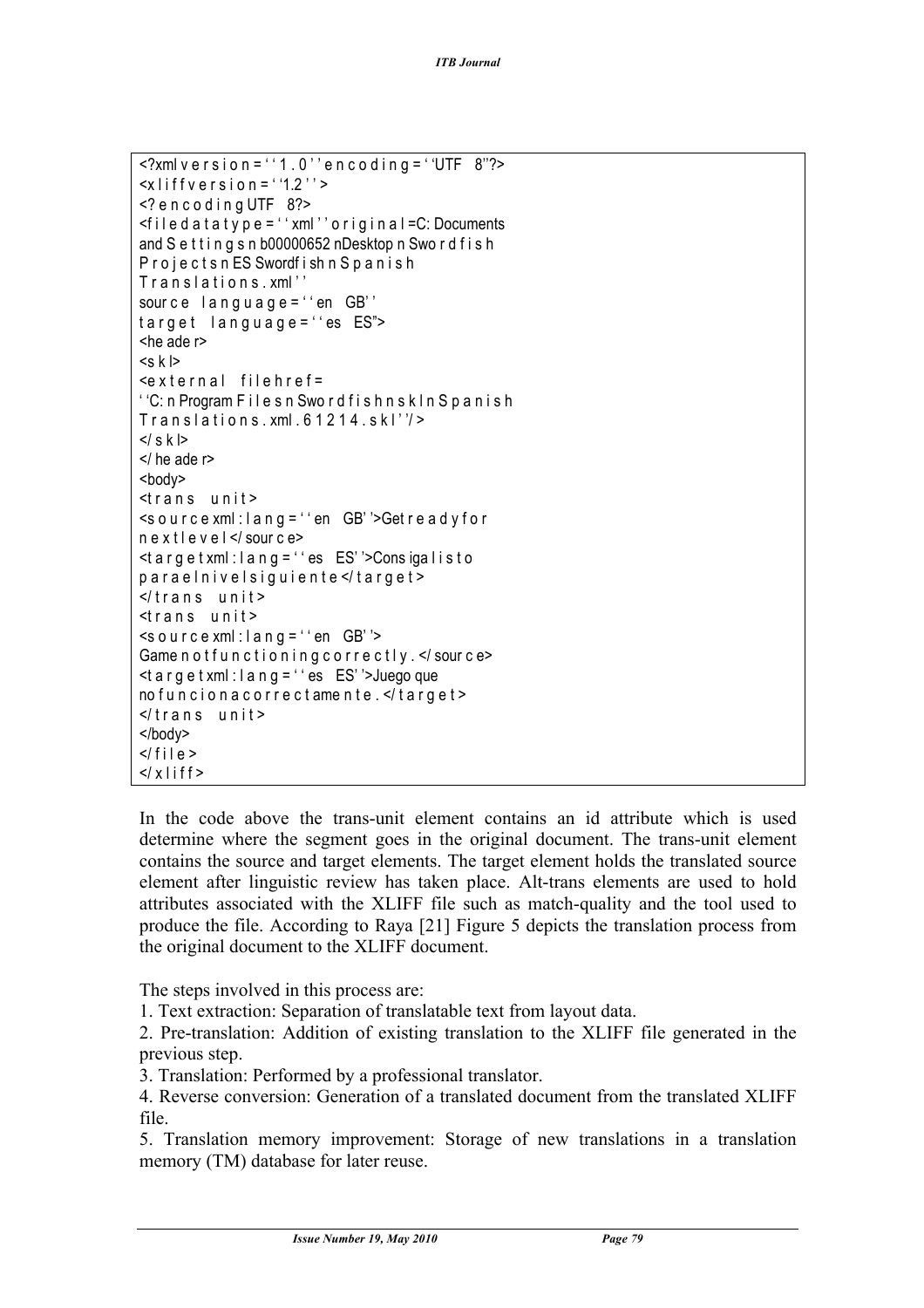```
<?xml version=''1.0''encoding=''UTF 8"?>
<xliffversion=''1.2''>
<?encodingUTF 8?>
<filedatatype=''xml''original=C: Documents
and Settings n b00000652 nDesktop n Swordfish
Projectsn ES Swordfish n Spanish
Translations.xml''
source language=''en GB''
target language=''es ES">
<header>
<skl>
<external filehref=
''C: n Program Files n Swordfishnskln Spanish
Translations.xml.61214.skl''/>
</skl>
</header>
<body>
<trans unit>
<source xml:lang=''en GB''>Get ready for
nextlevel</source>
<target xml:lang=''es ES''>Consiga listo
paraelnivelsiguiente</target>
</trans unit>
<trans unit>
<source xml:lang=''en GB''>
Game notfunctioningcorrectly.</source>
<target xml:lang=''es ES''>Juego que
nofuncionacorrectamente.</target>
</trans unit>
</body>
</file>
</xliff>
```

In the code above the trans-unit element contains an id attribute which is used determine where the segment goes in the original document. The trans-unit element contains the source and target elements. The target element holds the translated source element after linguistic review has taken place. Alt-trans elements are used to hold attributes associated with the XLIFF file such as match-quality and the tool used to produce the file. According to Raya [21] Figure 5 depicts the translation process from the original document to the XLIFF document.

The steps involved in this process are:

1. Text extraction: Separation of translatable text from layout data.
2. Pre-translation: Addition of existing translation to the XLIFF file generated in the previous step.
3. Translation: Performed by a professional translator.
4. Reverse conversion: Generation of a translated document from the translated XLIFF file.
5. Translation memory improvement: Storage of new translations in a translation memory (TM) database for later reuse.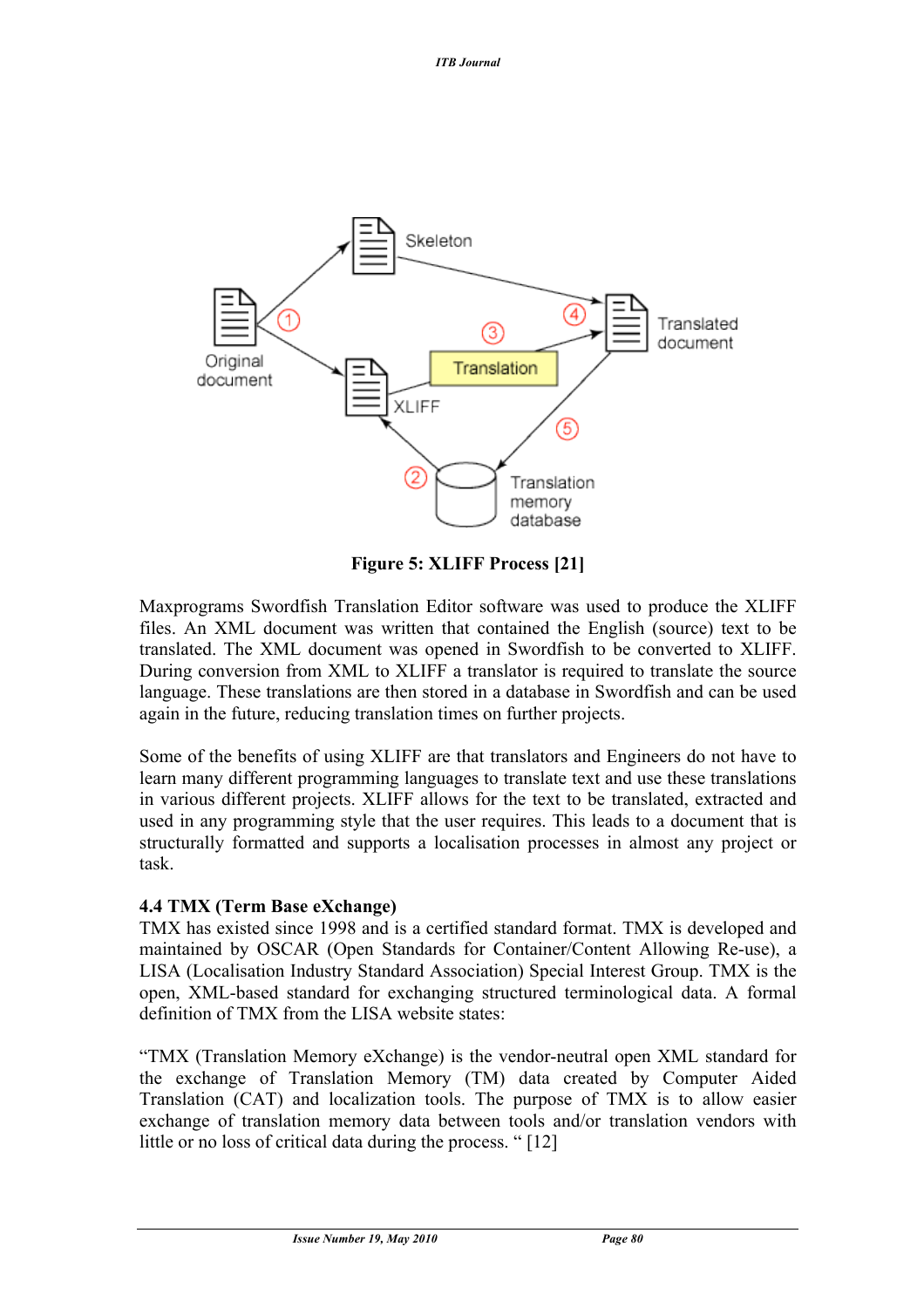**Figure 5: XLIFF Process [21]**

Maxprograms Swordfish Translation Editor software was used to produce the XLIFF files. An XML document was written that contained the English (source) text to be translated. The XML document was opened in Swordfish to be converted to XLIFF. During conversion from XML to XLIFF a translator is required to translate the source language. These translations are then stored in a database in Swordfish and can be used again in the future, reducing translation times on further projects.

Some of the benefits of using XLIFF are that translators and Engineers do not have to learn many different programming languages to translate text and use these translations in various different projects. XLIFF allows for the text to be translated, extracted and used in any programming style that the user requires. This leads to a document that is structurally formatted and supports a localisation processes in almost any project or task.

**4.4 TMX (Term Base eXchange)**

TMX has existed since 1998 and is a certified standard format. TMX is developed and maintained by OSCAR (Open Standards for Container/Content Allowing Re-use), a LISA (Localisation Industry Standard Association) Special Interest Group. TMX is the open, XML-based standard for exchanging structured terminological data. A formal definition of TMX from the LISA website states:

"TMX (Translation Memory eXchange) is the vendor-neutral open XML standard for the exchange of Translation Memory (TM) data created by Computer Aided Translation (CAT) and localization tools. The purpose of TMX is to allow easier exchange of translation memory data between tools and/or translation vendors with little or no loss of critical data during the process. " [12]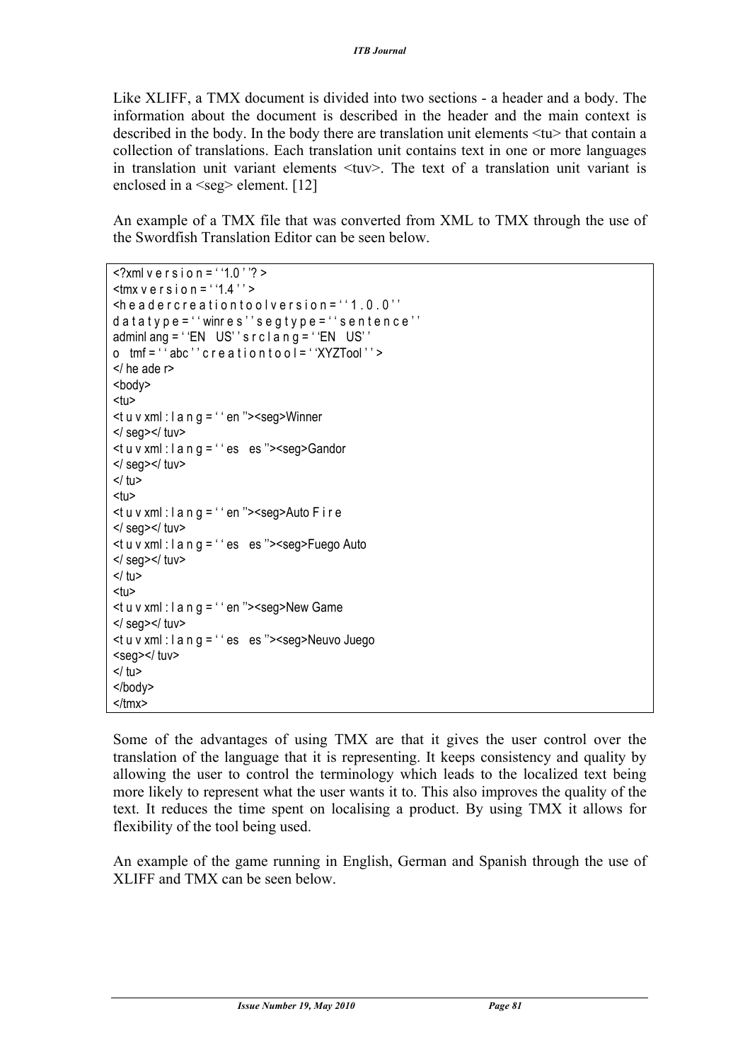Like XLIFF, a TMX document is divided into two sections - a header and a body. The information about the document is described in the header and the main context is described in the body. In the body there are translation unit elements <tu> that contain a collection of translations. Each translation unit contains text in one or more languages in translation unit variant elements <tuv>. The text of a translation unit variant is enclosed in a <seg> element. [12]

An example of a TMX file that was converted from XML to TMX through the use of the Swordfish Translation Editor can be seen below.

```
<?xml v e r s i o n = ' '1.0 ' '? >
<tmx v e r s i o n = ' '1.4 ' ' >
<h e a d e r c r e a t i o n t o o l v e r s i o n = ' ' 1 . 0 . 0 ' '
d a t a t y p e = ' ' winr e s ' ' s e g t y p e = ' ' s e n t e n c e ' '
adminl ang = ' 'EN   US' ' s r c l a n g = ' 'EN   US' '
o   tmf = ' ' abc ' ' c r e a t i o n t o o l = ' 'XYZTool ' ' >
</ he ade r>
<body>
<tu>
<t u v xml : l a n g = ' ' en ''><seg>Winner
</ seg></ tuv>
<t u v xml : l a n g = ' ' es   es ''><seg>Gandor
</ seg></ tuv>
</ tu>
<tu>
<t u v xml : l a n g = ' ' en ''><seg>Auto F i r e
</ seg></ tuv>
<t u v xml : l a n g = ' ' es   es ''><seg>Fuego Auto
</ seg></ tuv>
</ tu>
<tu>
<t u v xml : l a n g = ' ' en ''><seg>New Game
</ seg></ tuv>
<t u v xml : l a n g = ' ' es   es ''><seg>Neuvo Juego
<seg></ tuv>
</ tu>
</body>
</tmx>
```

Some of the advantages of using TMX are that it gives the user control over the translation of the language that it is representing. It keeps consistency and quality by allowing the user to control the terminology which leads to the localized text being more likely to represent what the user wants it to. This also improves the quality of the text. It reduces the time spent on localising a product. By using TMX it allows for flexibility of the tool being used.

An example of the game running in English, German and Spanish through the use of XLIFF and TMX can be seen below.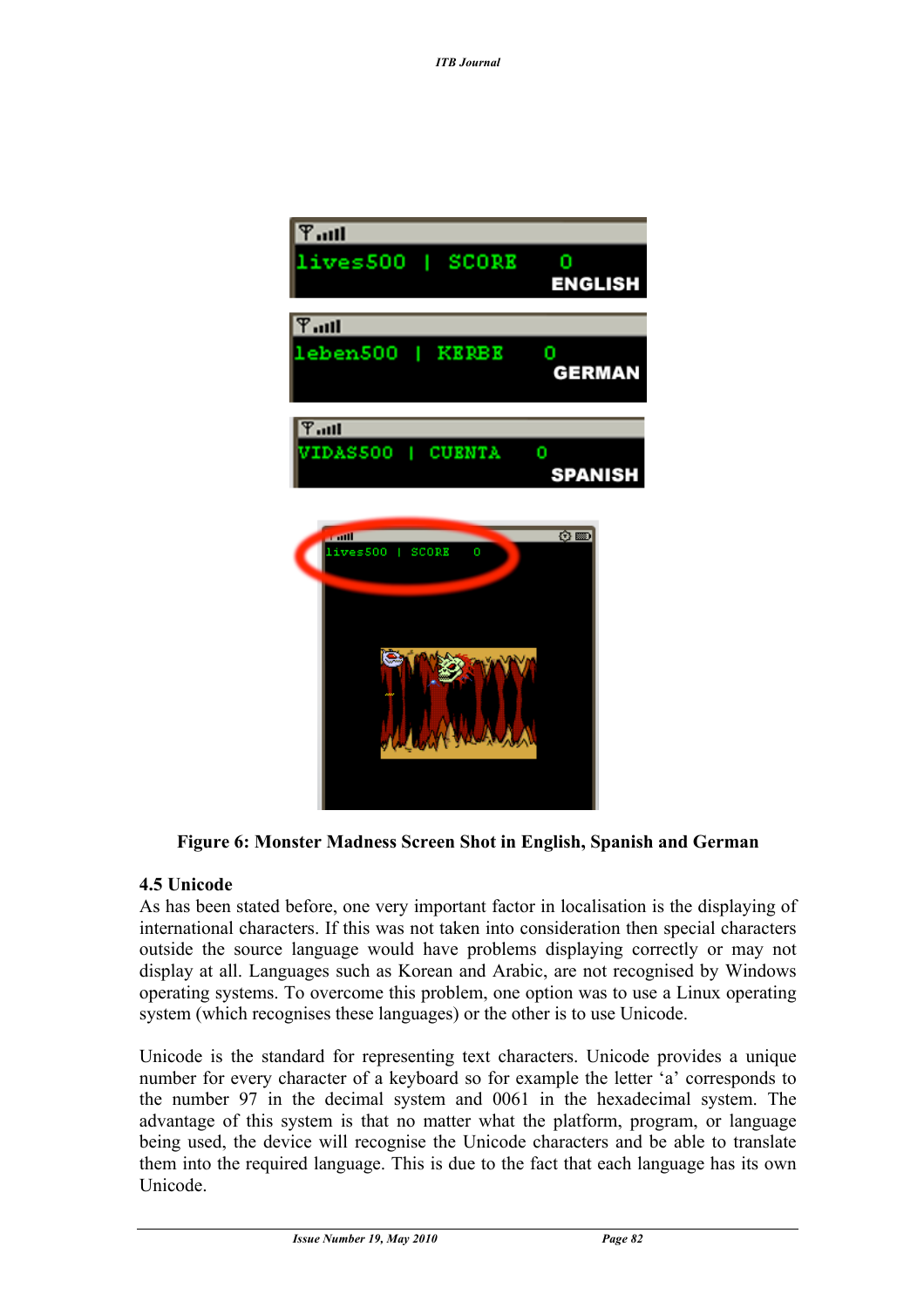Figure 6: Monster Madness Screen Shot in English, Spanish and German

### 4.5 Unicode

As has been stated before, one very important factor in localisation is the displaying of international characters. If this was not taken into consideration then special characters outside the source language would have problems displaying correctly or may not display at all. Languages such as Korean and Arabic, are not recognised by Windows operating systems. To overcome this problem, one option was to use a Linux operating system (which recognises these languages) or the other is to use Unicode.

Unicode is the standard for representing text characters. Unicode provides a unique number for every character of a keyboard so for example the letter 'a' corresponds to the number 97 in the decimal system and 0061 in the hexadecimal system. The advantage of this system is that no matter what the platform, program, or language being used, the device will recognise the Unicode characters and be able to translate them into the required language. This is due to the fact that each language has its own Unicode.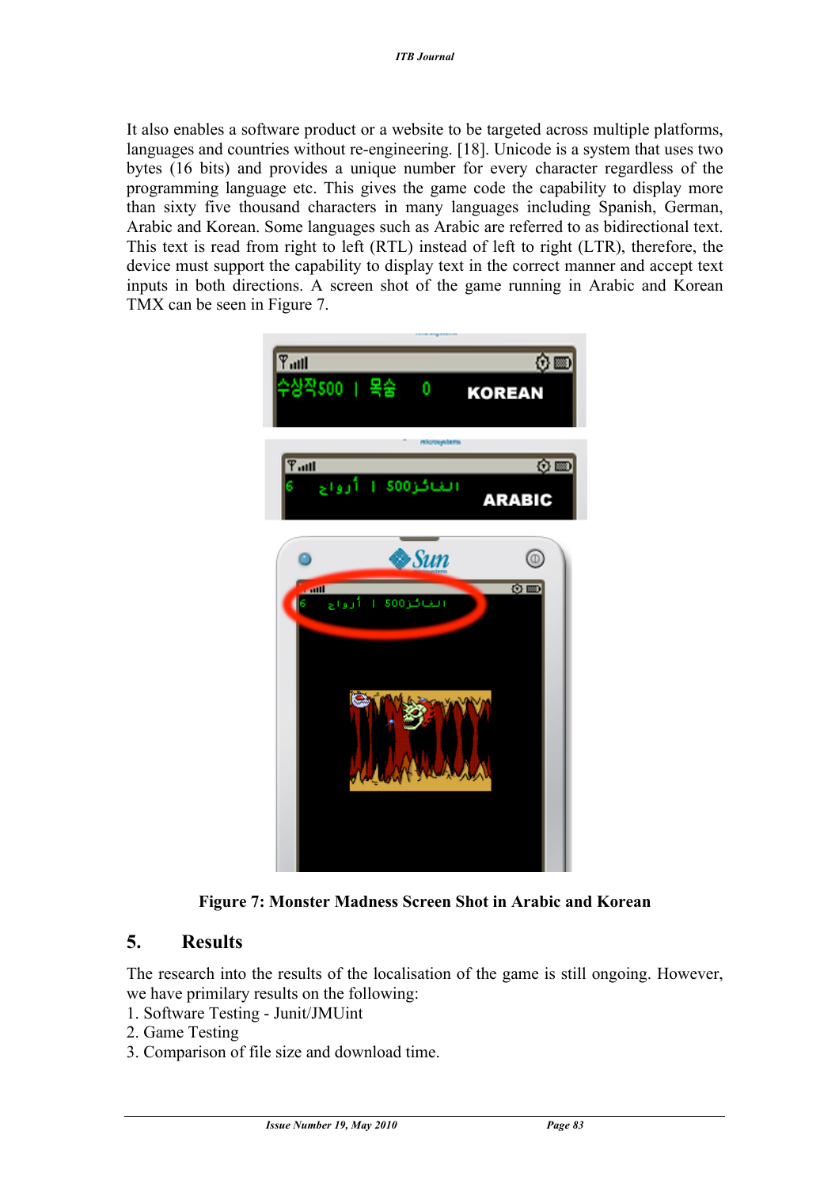It also enables a software product or a website to be targeted across multiple platforms, languages and countries without re-engineering. [18]. Unicode is a system that uses two bytes (16 bits) and provides a unique number for every character regardless of the programming language etc. This gives the game code the capability to display more than sixty five thousand characters in many languages including Spanish, German, Arabic and Korean. Some languages such as Arabic are referred to as bidirectional text. This text is read from right to left (RTL) instead of left to right (LTR), therefore, the device must support the capability to display text in the correct manner and accept text inputs in both directions. A screen shot of the game running in Arabic and Korean TMX can be seen in Figure 7.

**Figure 7: Monster Madness Screen Shot in Arabic and Korean**

## 5. Results

The research into the results of the localisation of the game is still ongoing. However, we have primilary results on the following:

1. Software Testing - Junit/JMUint
2. Game Testing
3. Comparison of file size and download time.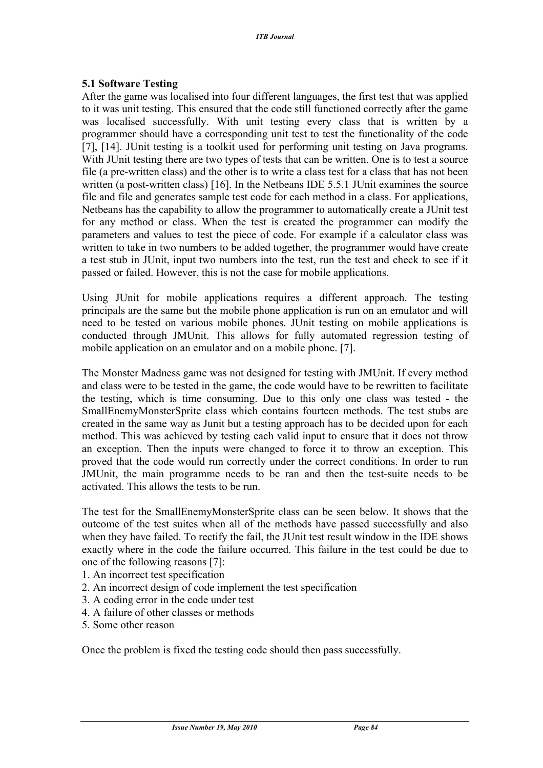### 5.1 Software Testing

After the game was localised into four different languages, the first test that was applied to it was unit testing. This ensured that the code still functioned correctly after the game was localised successfully. With unit testing every class that is written by a programmer should have a corresponding unit test to test the functionality of the code [7], [14]. JUnit testing is a toolkit used for performing unit testing on Java programs. With JUnit testing there are two types of tests that can be written. One is to test a source file (a pre-written class) and the other is to write a class test for a class that has not been written (a post-written class) [16]. In the Netbeans IDE 5.5.1 JUnit examines the source file and file and generates sample test code for each method in a class. For applications, Netbeans has the capability to allow the programmer to automatically create a JUnit test for any method or class. When the test is created the programmer can modify the parameters and values to test the piece of code. For example if a calculator class was written to take in two numbers to be added together, the programmer would have create a test stub in JUnit, input two numbers into the test, run the test and check to see if it passed or failed. However, this is not the case for mobile applications.

Using JUnit for mobile applications requires a different approach. The testing principals are the same but the mobile phone application is run on an emulator and will need to be tested on various mobile phones. JUnit testing on mobile applications is conducted through JMUnit. This allows for fully automated regression testing of mobile application on an emulator and on a mobile phone. [7].

The Monster Madness game was not designed for testing with JMUnit. If every method and class were to be tested in the game, the code would have to be rewritten to facilitate the testing, which is time consuming. Due to this only one class was tested - the SmallEnemyMonsterSprite class which contains fourteen methods. The test stubs are created in the same way as Junit but a testing approach has to be decided upon for each method. This was achieved by testing each valid input to ensure that it does not throw an exception. Then the inputs were changed to force it to throw an exception. This proved that the code would run correctly under the correct conditions. In order to run JMUnit, the main programme needs to be ran and then the test-suite needs to be activated. This allows the tests to be run.

The test for the SmallEnemyMonsterSprite class can be seen below. It shows that the outcome of the test suites when all of the methods have passed successfully and also when they have failed. To rectify the fail, the JUnit test result window in the IDE shows exactly where in the code the failure occurred. This failure in the test could be due to one of the following reasons [7]:

1. An incorrect test specification
2. An incorrect design of code implement the test specification
3. A coding error in the code under test
4. A failure of other classes or methods
5. Some other reason

Once the problem is fixed the testing code should then pass successfully.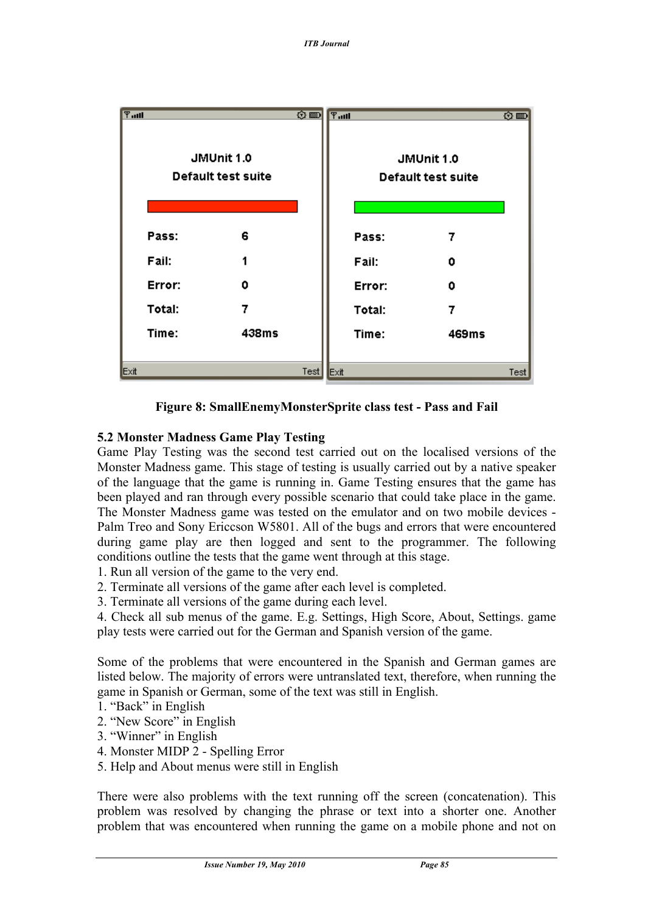**Figure 8: SmallEnemyMonsterSprite class test - Pass and Fail**

### 5.2 Monster Madness Game Play Testing

Game Play Testing was the second test carried out on the localised versions of the Monster Madness game. This stage of testing is usually carried out by a native speaker of the language that the game is running in. Game Testing ensures that the game has been played and ran through every possible scenario that could take place in the game. The Monster Madness game was tested on the emulator and on two mobile devices - Palm Treo and Sony Ericcson W5801. All of the bugs and errors that were encountered during game play are then logged and sent to the programmer. The following conditions outline the tests that the game went through at this stage.

1. Run all version of the game to the very end.
2. Terminate all versions of the game after each level is completed.
3. Terminate all versions of the game during each level.
4. Check all sub menus of the game. E.g. Settings, High Score, About, Settings. game play tests were carried out for the German and Spanish version of the game.

Some of the problems that were encountered in the Spanish and German games are listed below. The majority of errors were untranslated text, therefore, when running the game in Spanish or German, some of the text was still in English.

1. "Back" in English
2. "New Score" in English
3. "Winner" in English
4. Monster MIDP 2 - Spelling Error
5. Help and About menus were still in English

There were also problems with the text running off the screen (concatenation). This problem was resolved by changing the phrase or text into a shorter one. Another problem that was encountered when running the game on a mobile phone and not on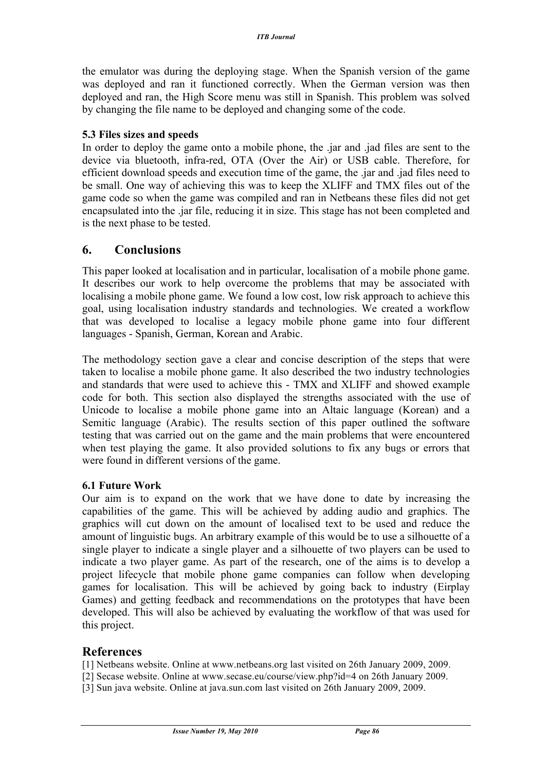the emulator was during the deploying stage. When the Spanish version of the game was deployed and ran it functioned correctly. When the German version was then deployed and ran, the High Score menu was still in Spanish. This problem was solved by changing the file name to be deployed and changing some of the code.

### 5.3 Files sizes and speeds

In order to deploy the game onto a mobile phone, the .jar and .jad files are sent to the device via bluetooth, infra-red, OTA (Over the Air) or USB cable. Therefore, for efficient download speeds and execution time of the game, the .jar and .jad files need to be small. One way of achieving this was to keep the XLIFF and TMX files out of the game code so when the game was compiled and ran in Netbeans these files did not get encapsulated into the .jar file, reducing it in size. This stage has not been completed and is the next phase to be tested.

## 6. Conclusions

This paper looked at localisation and in particular, localisation of a mobile phone game. It describes our work to help overcome the problems that may be associated with localising a mobile phone game. We found a low cost, low risk approach to achieve this goal, using localisation industry standards and technologies. We created a workflow that was developed to localise a legacy mobile phone game into four different languages - Spanish, German, Korean and Arabic.

The methodology section gave a clear and concise description of the steps that were taken to localise a mobile phone game. It also described the two industry technologies and standards that were used to achieve this - TMX and XLIFF and showed example code for both. This section also displayed the strengths associated with the use of Unicode to localise a mobile phone game into an Altaic language (Korean) and a Semitic language (Arabic). The results section of this paper outlined the software testing that was carried out on the game and the main problems that were encountered when test playing the game. It also provided solutions to fix any bugs or errors that were found in different versions of the game.

### 6.1 Future Work

Our aim is to expand on the work that we have done to date by increasing the capabilities of the game. This will be achieved by adding audio and graphics. The graphics will cut down on the amount of localised text to be used and reduce the amount of linguistic bugs. An arbitrary example of this would be to use a silhouette of a single player to indicate a single player and a silhouette of two players can be used to indicate a two player game. As part of the research, one of the aims is to develop a project lifecycle that mobile phone game companies can follow when developing games for localisation. This will be achieved by going back to industry (Eirplay Games) and getting feedback and recommendations on the prototypes that have been developed. This will also be achieved by evaluating the workflow of that was used for this project.

## References

[1] Netbeans website. Online at www.netbeans.org last visited on 26th January 2009, 2009.
[2] Secase website. Online at www.secase.eu/course/view.php?id=4 on 26th January 2009.
[3] Sun java website. Online at java.sun.com last visited on 26th January 2009, 2009.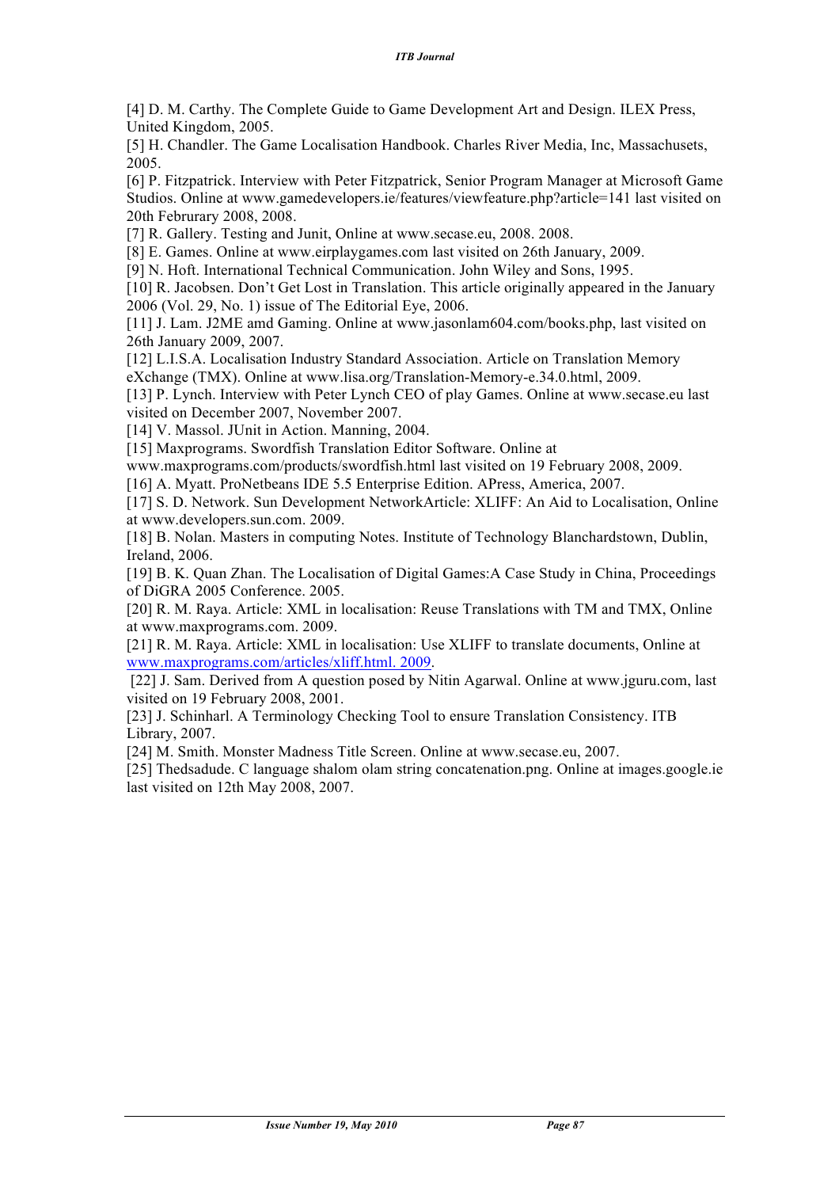[4] D. M. Carthy. The Complete Guide to Game Development Art and Design. ILEX Press, United Kingdom, 2005.

[5] H. Chandler. The Game Localisation Handbook. Charles River Media, Inc, Massachusets, 2005.

[6] P. Fitzpatrick. Interview with Peter Fitzpatrick, Senior Program Manager at Microsoft Game Studios. Online at www.gamedevelopers.ie/features/viewfeature.php?article=141 last visited on 20th Februrary 2008, 2008.

[7] R. Gallery. Testing and Junit, Online at www.secase.eu, 2008. 2008.

[8] E. Games. Online at www.eirplaygames.com last visited on 26th January, 2009.

[9] N. Hoft. International Technical Communication. John Wiley and Sons, 1995.

[10] R. Jacobsen. Don't Get Lost in Translation. This article originally appeared in the January 2006 (Vol. 29, No. 1) issue of The Editorial Eye, 2006.

[11] J. Lam. J2ME amd Gaming. Online at www.jasonlam604.com/books.php, last visited on 26th January 2009, 2007.

[12] L.I.S.A. Localisation Industry Standard Association. Article on Translation Memory eXchange (TMX). Online at www.lisa.org/Translation-Memory-e.34.0.html, 2009.

[13] P. Lynch. Interview with Peter Lynch CEO of play Games. Online at www.secase.eu last visited on December 2007, November 2007.

[14] V. Massol. JUnit in Action. Manning, 2004.

[15] Maxprograms. Swordfish Translation Editor Software. Online at www.maxprograms.com/products/swordfish.html last visited on 19 February 2008, 2009.

[16] A. Myatt. ProNetbeans IDE 5.5 Enterprise Edition. APress, America, 2007.

[17] S. D. Network. Sun Development NetworkArticle: XLIFF: An Aid to Localisation, Online at www.developers.sun.com. 2009.

[18] B. Nolan. Masters in computing Notes. Institute of Technology Blanchardstown, Dublin, Ireland, 2006.

[19] B. K. Quan Zhan. The Localisation of Digital Games:A Case Study in China, Proceedings of DiGRA 2005 Conference. 2005.

[20] R. M. Raya. Article: XML in localisation: Reuse Translations with TM and TMX, Online at www.maxprograms.com. 2009.

[21] R. M. Raya. Article: XML in localisation: Use XLIFF to translate documents, Online at www.maxprograms.com/articles/xliff.html. 2009.

[22] J. Sam. Derived from A question posed by Nitin Agarwal. Online at www.jguru.com, last visited on 19 February 2008, 2001.

[23] J. Schinharl. A Terminology Checking Tool to ensure Translation Consistency. ITB Library, 2007.

[24] M. Smith. Monster Madness Title Screen. Online at www.secase.eu, 2007.

[25] Thedsadude. C language shalom olam string concatenation.png. Online at images.google.ie last visited on 12th May 2008, 2007.